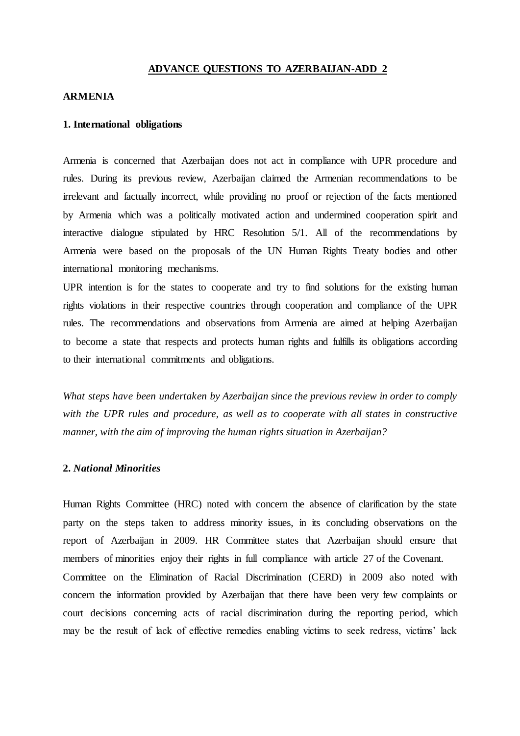# ADVANCE QUESTIONS TO AZERBAIJAN-ADD 2

## ARMENIA

### 1. International obligations

Armenia is concerned that Azerbaijan does not act in compliance with UPR procedure and rules. During its previous review, Azerbaijan claimed the Armenian recommendations to be irrelevant and factually incorrect, while providing no proof or rejection of the facts mentioned by Armenia which was a politically motivated action and undermined cooperation spirit and interactive dialogue stipulated by HRC Resolution 5/1. All of the recommendations by Armenia were based on the proposals of the UN Human Rights Treaty bodies and other international monitoring mechanisms.

UPR intention is for the states to cooperate and try to find solutions for the existing human rights violations in their respective countries through cooperation and compliance of the UPR rules. The recommendations and observations from Armenia are aimed at helping Azerbaijan to become a state that respects and protects human rights and fulfills its obligations according to their international commitments and obligations.

*What steps have been undertaken by Azerbaijan since the previous review in order to comply with the UPR rules and procedure, as well as to cooperate with all states in constructive manner, with the aim of improving the human rights situation in Azerbaijan?*

### 2. *National Minorities*

Human Rights Committee (HRC) noted with concern the absence of clarification by the state party on the steps taken to address minority issues, in its concluding observations on the report of Azerbaijan in 2009. HR Committee states that Azerbaijan should ensure that members of minorities enjoy their rights in full compliance with article 27 of the Covenant.

Committee on the Elimination of Racial Discrimination (CERD) in 2009 also noted with concern the information provided by Azerbaijan that there have been very few complaints or court decisions concerning acts of racial discrimination during the reporting period, which may be the result of lack of effective remedies enabling victims to seek redress, victims' lack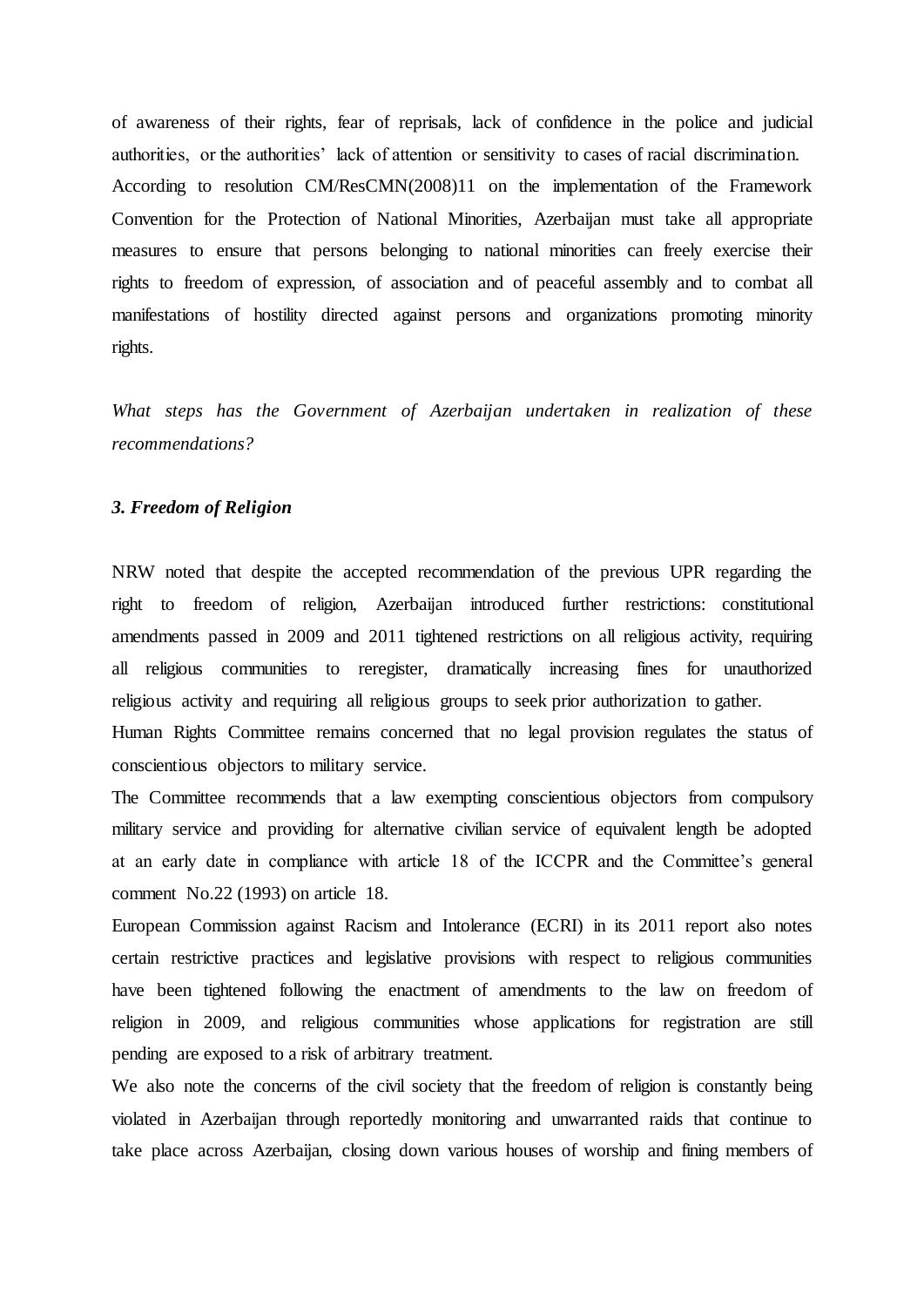of awareness of their rights, fear of reprisals, lack of confidence in the police and judicial authorities, or the authorities' lack of attention or sensitivity to cases of racial discrimination.

According to resolution CM/ResCMN(2008)11 on the implementation of the Framework Convention for the Protection of National Minorities, Azerbaijan must take all appropriate measures to ensure that persons belonging to national minorities can freely exercise their rights to freedom of expression, of association and of peaceful assembly and to combat all manifestations of hostility directed against persons and organizations promoting minority rights.

*What steps has the Government of Azerbaijan undertaken in realization of these recommendations?*

### *3. Freedom of Religion*

NRW noted that despite the accepted recommendation of the previous UPR regarding the right to freedom of religion, Azerbaijan introduced further restrictions: constitutional amendments passed in 2009 and 2011 tightened restrictions on all religious activity, requiring all religious communities to reregister, dramatically increasing fines for unauthorized religious activity and requiring all religious groups to seek prior authorization to gather.

Human Rights Committee remains concerned that no legal provision regulates the status of conscientious objectors to military service.

The Committee recommends that a law exempting conscientious objectors from compulsory military service and providing for alternative civilian service of equivalent length be adopted at an early date in compliance with article 18 of the ICCPR and the Committee's general comment No.22 (1993) on article 18.

European Commission against Racism and Intolerance (ECRI) in its 2011 report also notes certain restrictive practices and legislative provisions with respect to religious communities have been tightened following the enactment of amendments to the law on freedom of religion in 2009, and religious communities whose applications for registration are still pending are exposed to a risk of arbitrary treatment.

We also note the concerns of the civil society that the freedom of religion is constantly being violated in Azerbaijan through reportedly monitoring and unwarranted raids that continue to take place across Azerbaijan, closing down various houses of worship and fining members of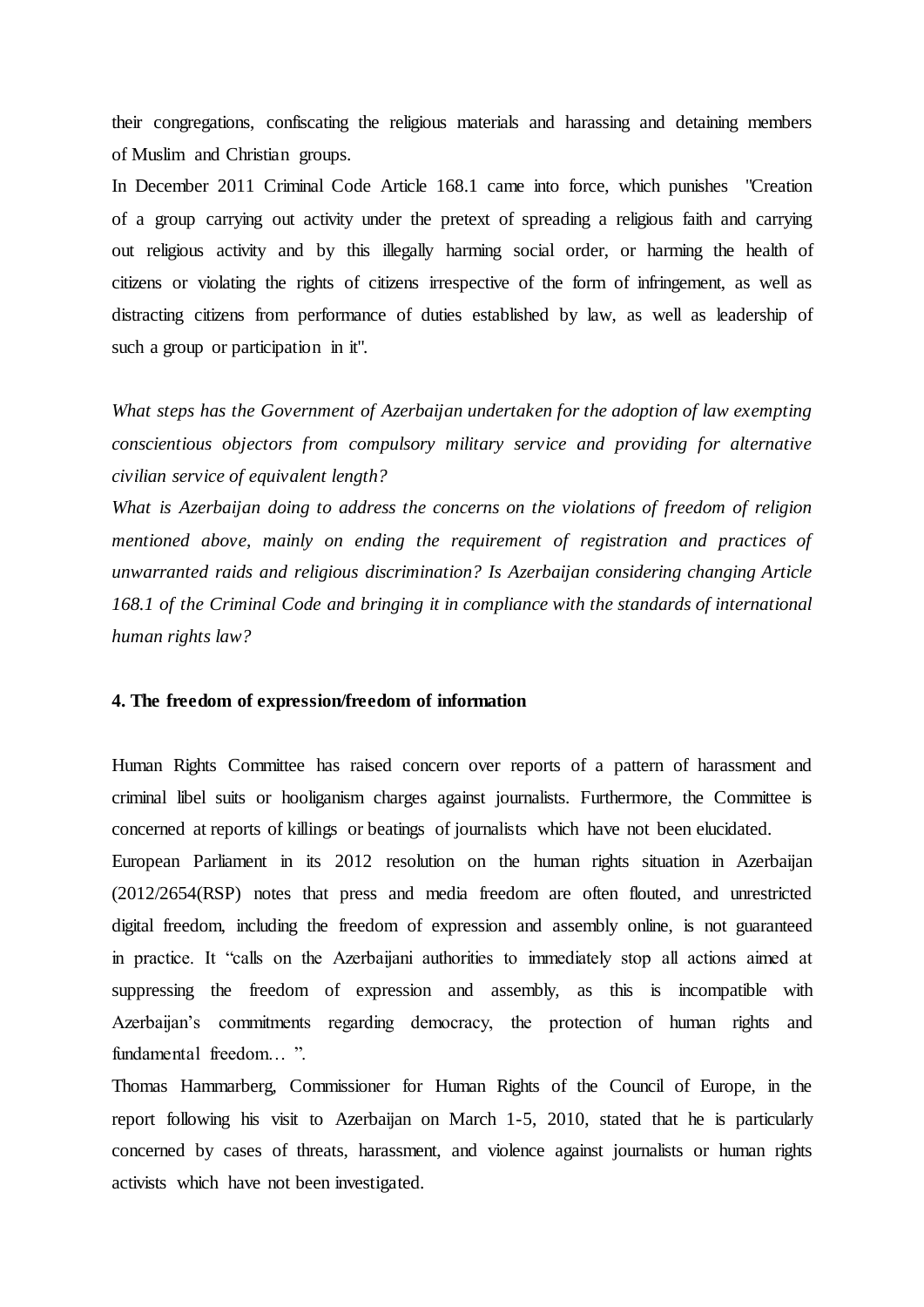their congregations, confiscating the religious materials and harassing and detaining members of Muslim and Christian groups.

In December 2011 Criminal Code Article 168.1 came into force, which punishes "Creation of a group carrying out activity under the pretext of spreading a religious faith and carrying out religious activity and by this illegally harming social order, or harming the health of citizens or violating the rights of citizens irrespective of the form of infringement, as well as distracting citizens from performance of duties established by law, as well as leadership of such a group or participation in it".

*What steps has the Government of Azerbaijan undertaken for the adoption of law exempting conscientious objectors from compulsory military service and providing for alternative civilian service of equivalent length?*

*What is Azerbaijan doing to address the concerns on the violations of freedom of religion mentioned above, mainly on ending the requirement of registration and practices of unwarranted raids and religious discrimination? Is Azerbaijan considering changing Article 168.1 of the Criminal Code and bringing it in compliance with the standards of international human rights law?*

**4. The freedom of expression/freedom of information**

Human Rights Committee has raised concern over reports of a pattern of harassment and criminal libel suits or hooliganism charges against journalists. Furthermore, the Committee is concerned at reports of killings or beatings of journalists which have not been elucidated.

European Parliament in its 2012 resolution on the human rights situation in Azerbaijan (2012/2654(RSP) notes that press and media freedom are often flouted, and unrestricted digital freedom, including the freedom of expression and assembly online, is not guaranteed in practice. It "calls on the Azerbaijani authorities to immediately stop all actions aimed at suppressing the freedom of expression and assembly, as this is incompatible with Azerbaijan's commitments regarding democracy, the protection of human rights and fundamental freedom… ".

Thomas Hammarberg, Commissioner for Human Rights of the Council of Europe, in the report following his visit to Azerbaijan on March 1-5, 2010, stated that he is particularly concerned by cases of threats, harassment, and violence against journalists or human rights activists which have not been investigated.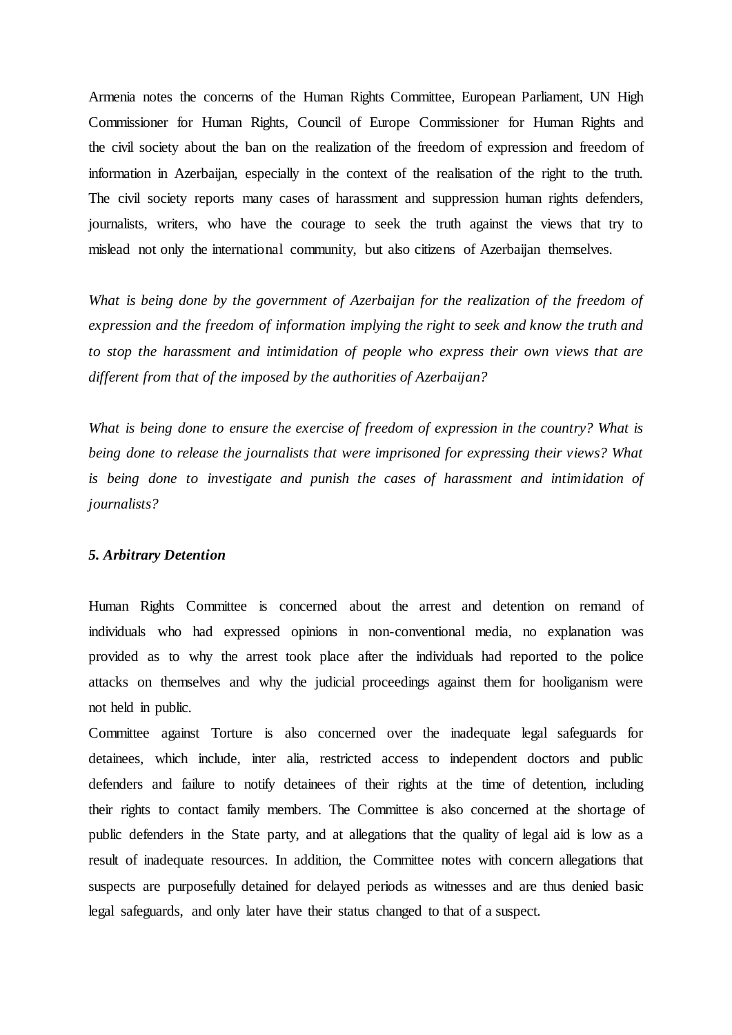Armenia notes the concerns of the Human Rights Committee, European Parliament, UN High Commissioner for Human Rights, Council of Europe Commissioner for Human Rights and the civil society about the ban on the realization of the freedom of expression and freedom of information in Azerbaijan, especially in the context of the realisation of the right to the truth. The civil society reports many cases of harassment and suppression human rights defenders, journalists, writers, who have the courage to seek the truth against the views that try to mislead not only the international community, but also citizens of Azerbaijan themselves.

*What is being done by the government of Azerbaijan for the realization of the freedom of expression and the freedom of information implying the right to seek and know the truth and to stop the harassment and intimidation of people who express their own views that are different from that of the imposed by the authorities of Azerbaijan?*

*What is being done to ensure the exercise of freedom of expression in the country? What is being done to release the journalists that were imprisoned for expressing their views? What is being done to investigate and punish the cases of harassment and intimidation of journalists?*

### *5. Arbitrary Detention*

Human Rights Committee is concerned about the arrest and detention on remand of individuals who had expressed opinions in non-conventional media, no explanation was provided as to why the arrest took place after the individuals had reported to the police attacks on themselves and why the judicial proceedings against them for hooliganism were not held in public.

Committee against Torture is also concerned over the inadequate legal safeguards for detainees, which include, inter alia, restricted access to independent doctors and public defenders and failure to notify detainees of their rights at the time of detention, including their rights to contact family members. The Committee is also concerned at the shortage of public defenders in the State party, and at allegations that the quality of legal aid is low as a result of inadequate resources. In addition, the Committee notes with concern allegations that suspects are purposefully detained for delayed periods as witnesses and are thus denied basic legal safeguards, and only later have their status changed to that of a suspect.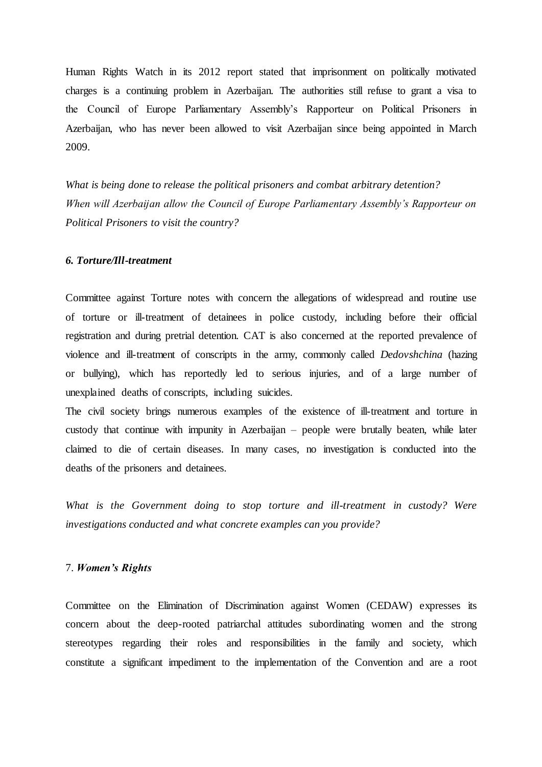Human Rights Watch in its 2012 report stated that imprisonment on politically motivated charges is a continuing problem in Azerbaijan. The authorities still refuse to grant a visa to the Council of Europe Parliamentary Assembly's Rapporteur on Political Prisoners in Azerbaijan, who has never been allowed to visit Azerbaijan since being appointed in March 2009.

*What is being done to release the political prisoners and combat arbitrary detention? When will Azerbaijan allow the Council of Europe Parliamentary Assembly's Rapporteur on Political Prisoners to visit the country?*

### *6. Torture/Ill-treatment*

Committee against Torture notes with concern the allegations of widespread and routine use of torture or ill-treatment of detainees in police custody, including before their official registration and during pretrial detention. CAT is also concerned at the reported prevalence of violence and ill-treatment of conscripts in the army, commonly called *Dedovshchina* (hazing or bullying), which has reportedly led to serious injuries, and of a large number of unexplained deaths of conscripts, including suicides.

The civil society brings numerous examples of the existence of ill-treatment and torture in custody that continue with impunity in Azerbaijan – people were brutally beaten, while later claimed to die of certain diseases. In many cases, no investigation is conducted into the deaths of the prisoners and detainees.

*What is the Government doing to stop torture and ill-treatment in custody? Were investigations conducted and what concrete examples can you provide?*

### 7. *Women's Rights*

Committee on the Elimination of Discrimination against Women (CEDAW) expresses its concern about the deep-rooted patriarchal attitudes subordinating women and the strong stereotypes regarding their roles and responsibilities in the family and society, which constitute a significant impediment to the implementation of the Convention and are a root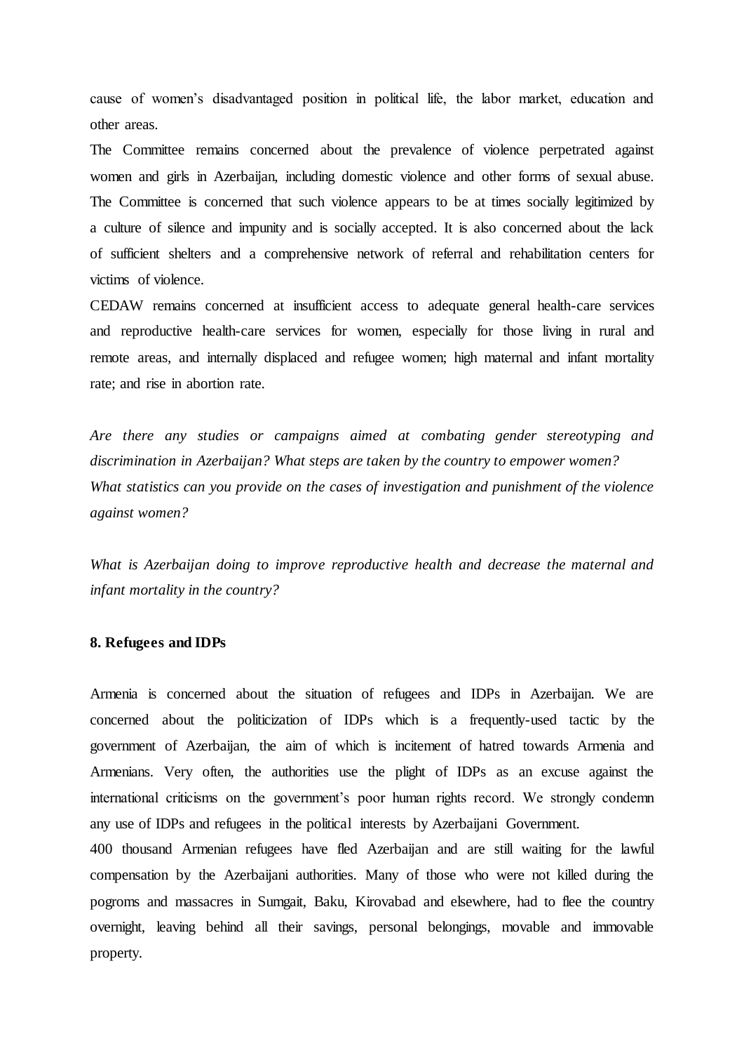cause of women's disadvantaged position in political life, the labor market, education and other areas.

The Committee remains concerned about the prevalence of violence perpetrated against women and girls in Azerbaijan, including domestic violence and other forms of sexual abuse. The Committee is concerned that such violence appears to be at times socially legitimized by a culture of silence and impunity and is socially accepted. It is also concerned about the lack of sufficient shelters and a comprehensive network of referral and rehabilitation centers for victims of violence.

CEDAW remains concerned at insufficient access to adequate general health-care services and reproductive health-care services for women, especially for those living in rural and remote areas, and internally displaced and refugee women; high maternal and infant mortality rate; and rise in abortion rate.

*Are there any studies or campaigns aimed at combating gender stereotyping and discrimination in Azerbaijan? What steps are taken by the country to empower women?*
*What statistics can you provide on the cases of investigation and punishment of the violence against women?*

*What is Azerbaijan doing to improve reproductive health and decrease the maternal and infant mortality in the country?*

**8. Refugees and IDPs**

Armenia is concerned about the situation of refugees and IDPs in Azerbaijan. We are concerned about the politicization of IDPs which is a frequently-used tactic by the government of Azerbaijan, the aim of which is incitement of hatred towards Armenia and Armenians. Very often, the authorities use the plight of IDPs as an excuse against the international criticisms on the government's poor human rights record. We strongly condemn any use of IDPs and refugees in the political interests by Azerbaijani Government.

400 thousand Armenian refugees have fled Azerbaijan and are still waiting for the lawful compensation by the Azerbaijani authorities. Many of those who were not killed during the pogroms and massacres in Sumgait, Baku, Kirovabad and elsewhere, had to flee the country overnight, leaving behind all their savings, personal belongings, movable and immovable property.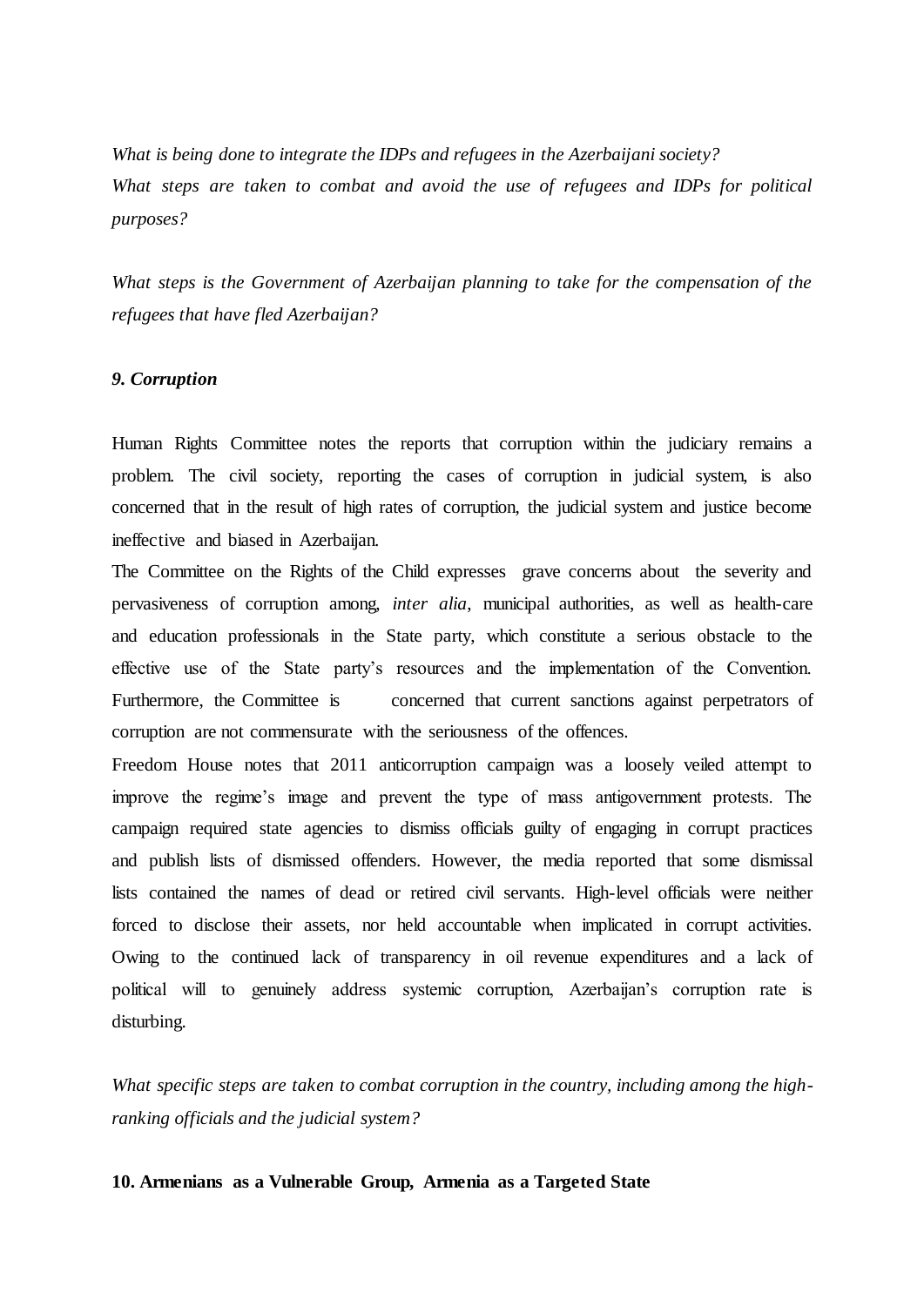*What is being done to integrate the IDPs and refugees in the Azerbaijani society?*
*What steps are taken to combat and avoid the use of refugees and IDPs for political purposes?*

*What steps is the Government of Azerbaijan planning to take for the compensation of the refugees that have fled Azerbaijan?*

***9. Corruption***

Human Rights Committee notes the reports that corruption within the judiciary remains a problem. The civil society, reporting the cases of corruption in judicial system, is also concerned that in the result of high rates of corruption, the judicial system and justice become ineffective and biased in Azerbaijan.

The Committee on the Rights of the Child expresses grave concerns about the severity and pervasiveness of corruption among, *inter alia*, municipal authorities, as well as health-care and education professionals in the State party, which constitute a serious obstacle to the effective use of the State party's resources and the implementation of the Convention. Furthermore, the Committee is concerned that current sanctions against perpetrators of corruption are not commensurate with the seriousness of the offences.

Freedom House notes that 2011 anticorruption campaign was a loosely veiled attempt to improve the regime's image and prevent the type of mass antigovernment protests. The campaign required state agencies to dismiss officials guilty of engaging in corrupt practices and publish lists of dismissed offenders. However, the media reported that some dismissal lists contained the names of dead or retired civil servants. High-level officials were neither forced to disclose their assets, nor held accountable when implicated in corrupt activities. Owing to the continued lack of transparency in oil revenue expenditures and a lack of political will to genuinely address systemic corruption, Azerbaijan's corruption rate is disturbing.

*What specific steps are taken to combat corruption in the country, including among the high-ranking officials and the judicial system?*

**10. Armenians as a Vulnerable Group, Armenia as a Targeted State**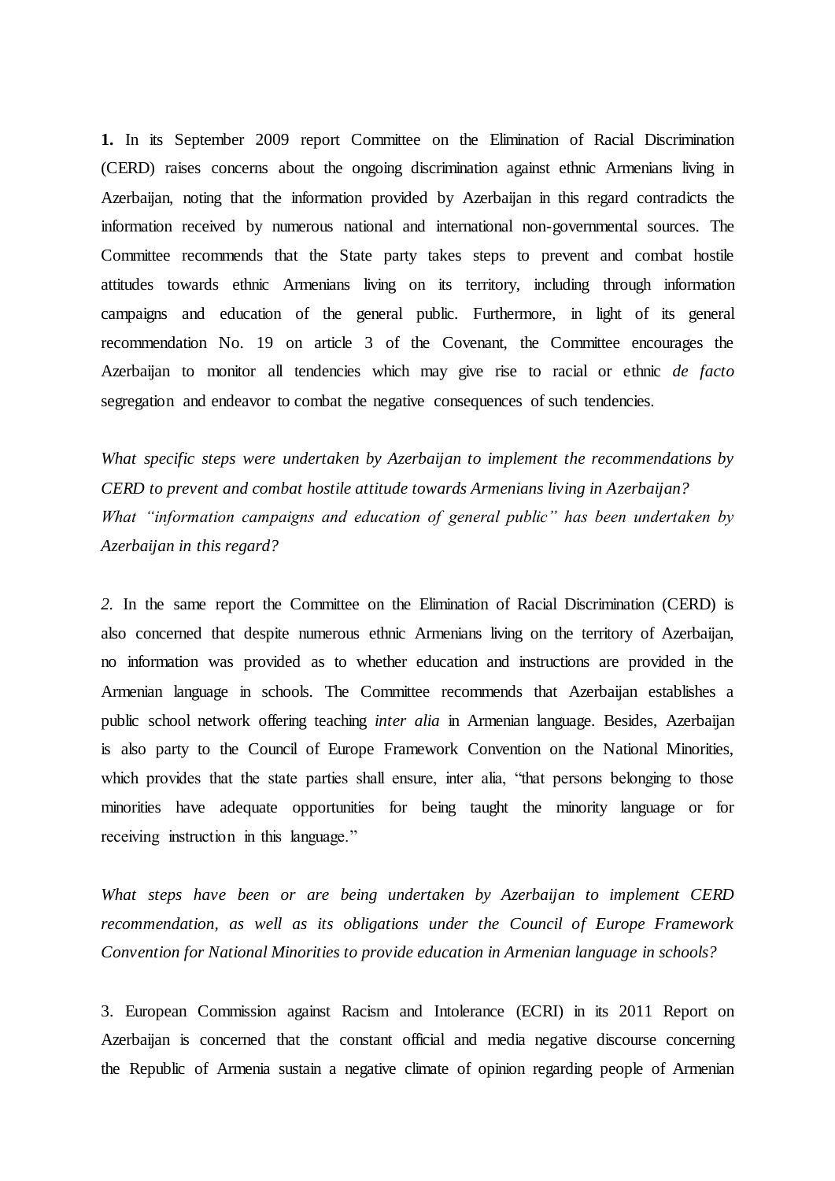**1.** In its September 2009 report Committee on the Elimination of Racial Discrimination (CERD) raises concerns about the ongoing discrimination against ethnic Armenians living in Azerbaijan, noting that the information provided by Azerbaijan in this regard contradicts the information received by numerous national and international non-governmental sources. The Committee recommends that the State party takes steps to prevent and combat hostile attitudes towards ethnic Armenians living on its territory, including through information campaigns and education of the general public. Furthermore, in light of its general recommendation No. 19 on article 3 of the Covenant, the Committee encourages the Azerbaijan to monitor all tendencies which may give rise to racial or ethnic *de facto* segregation and endeavor to combat the negative consequences of such tendencies.

*What specific steps were undertaken by Azerbaijan to implement the recommendations by CERD to prevent and combat hostile attitude towards Armenians living in Azerbaijan? What "information campaigns and education of general public" has been undertaken by Azerbaijan in this regard?*

*2.* In the same report the Committee on the Elimination of Racial Discrimination (CERD) is also concerned that despite numerous ethnic Armenians living on the territory of Azerbaijan, no information was provided as to whether education and instructions are provided in the Armenian language in schools. The Committee recommends that Azerbaijan establishes a public school network offering teaching *inter alia* in Armenian language. Besides, Azerbaijan is also party to the Council of Europe Framework Convention on the National Minorities, which provides that the state parties shall ensure, inter alia, "that persons belonging to those minorities have adequate opportunities for being taught the minority language or for receiving instruction in this language."

*What steps have been or are being undertaken by Azerbaijan to implement CERD recommendation, as well as its obligations under the Council of Europe Framework Convention for National Minorities to provide education in Armenian language in schools?*

3. European Commission against Racism and Intolerance (ECRI) in its 2011 Report on Azerbaijan is concerned that the constant official and media negative discourse concerning the Republic of Armenia sustain a negative climate of opinion regarding people of Armenian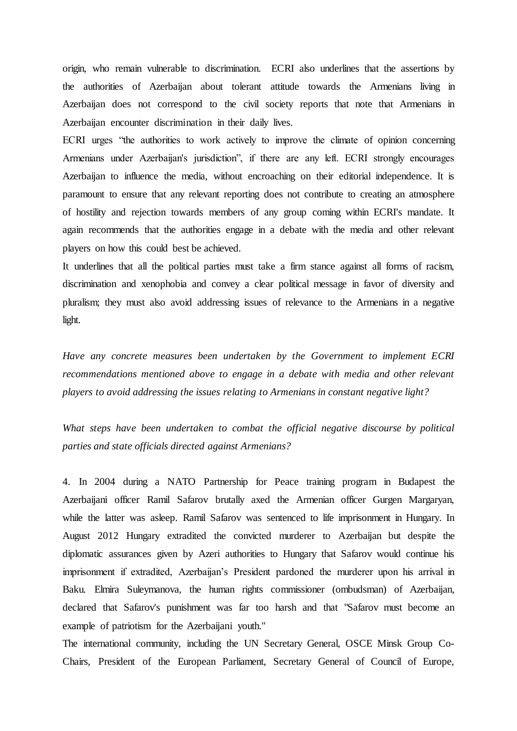origin, who remain vulnerable to discrimination. ECRI also underlines that the assertions by the authorities of Azerbaijan about tolerant attitude towards the Armenians living in Azerbaijan does not correspond to the civil society reports that note that Armenians in Azerbaijan encounter discrimination in their daily lives.

ECRI urges "the authorities to work actively to improve the climate of opinion concerning Armenians under Azerbaijan's jurisdiction", if there are any left. ECRI strongly encourages Azerbaijan to influence the media, without encroaching on their editorial independence. It is paramount to ensure that any relevant reporting does not contribute to creating an atmosphere of hostility and rejection towards members of any group coming within ECRI's mandate. It again recommends that the authorities engage in a debate with the media and other relevant players on how this could best be achieved.

It underlines that all the political parties must take a firm stance against all forms of racism, discrimination and xenophobia and convey a clear political message in favor of diversity and pluralism; they must also avoid addressing issues of relevance to the Armenians in a negative light.

*Have any concrete measures been undertaken by the Government to implement ECRI recommendations mentioned above to engage in a debate with media and other relevant players to avoid addressing the issues relating to Armenians in constant negative light?*

*What steps have been undertaken to combat the official negative discourse by political parties and state officials directed against Armenians?*

4. In 2004 during a NATO Partnership for Peace training program in Budapest the Azerbaijani officer Ramil Safarov brutally axed the Armenian officer Gurgen Margaryan, while the latter was asleep. Ramil Safarov was sentenced to life imprisonment in Hungary. In August 2012 Hungary extradited the convicted murderer to Azerbaijan but despite the diplomatic assurances given by Azeri authorities to Hungary that Safarov would continue his imprisonment if extradited, Azerbaijan's President pardoned the murderer upon his arrival in Baku. Elmira Suleymanova, the human rights commissioner (ombudsman) of Azerbaijan, declared that Safarov's punishment was far too harsh and that "Safarov must become an example of patriotism for the Azerbaijani youth."

The international community, including the UN Secretary General, OSCE Minsk Group Co-Chairs, President of the European Parliament, Secretary General of Council of Europe,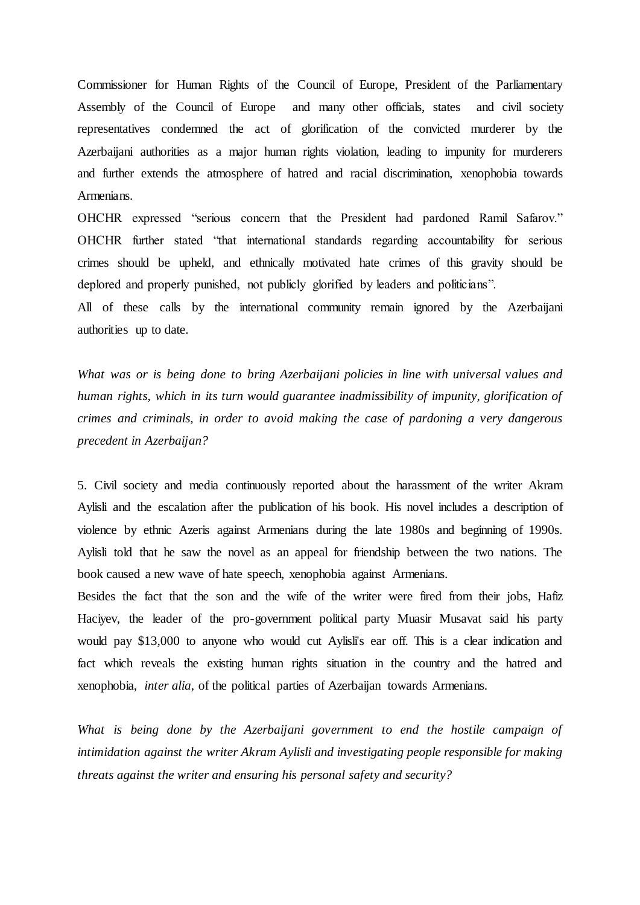Commissioner for Human Rights of the Council of Europe, President of the Parliamentary Assembly of the Council of Europe and many other officials, states and civil society representatives condemned the act of glorification of the convicted murderer by the Azerbaijani authorities as a major human rights violation, leading to impunity for murderers and further extends the atmosphere of hatred and racial discrimination, xenophobia towards Armenians.

OHCHR expressed "serious concern that the President had pardoned Ramil Safarov." OHCHR further stated "that international standards regarding accountability for serious crimes should be upheld, and ethnically motivated hate crimes of this gravity should be deplored and properly punished, not publicly glorified by leaders and politicians".

All of these calls by the international community remain ignored by the Azerbaijani authorities up to date.

*What was or is being done to bring Azerbaijani policies in line with universal values and human rights, which in its turn would guarantee inadmissibility of impunity, glorification of crimes and criminals, in order to avoid making the case of pardoning a very dangerous precedent in Azerbaijan?*

5. Civil society and media continuously reported about the harassment of the writer Akram Aylisli and the escalation after the publication of his book. His novel includes a description of violence by ethnic Azeris against Armenians during the late 1980s and beginning of 1990s. Aylisli told that he saw the novel as an appeal for friendship between the two nations. The book caused a new wave of hate speech, xenophobia against Armenians.

Besides the fact that the son and the wife of the writer were fired from their jobs, Hafiz Haciyev, the leader of the pro-government political party Muasir Musavat said his party would pay $13,000 to anyone who would cut Aylisli's ear off. This is a clear indication and fact which reveals the existing human rights situation in the country and the hatred and xenophobia, *inter alia*, of the political parties of Azerbaijan towards Armenians.

*What is being done by the Azerbaijani government to end the hostile campaign of intimidation against the writer Akram Aylisli and investigating people responsible for making threats against the writer and ensuring his personal safety and security?*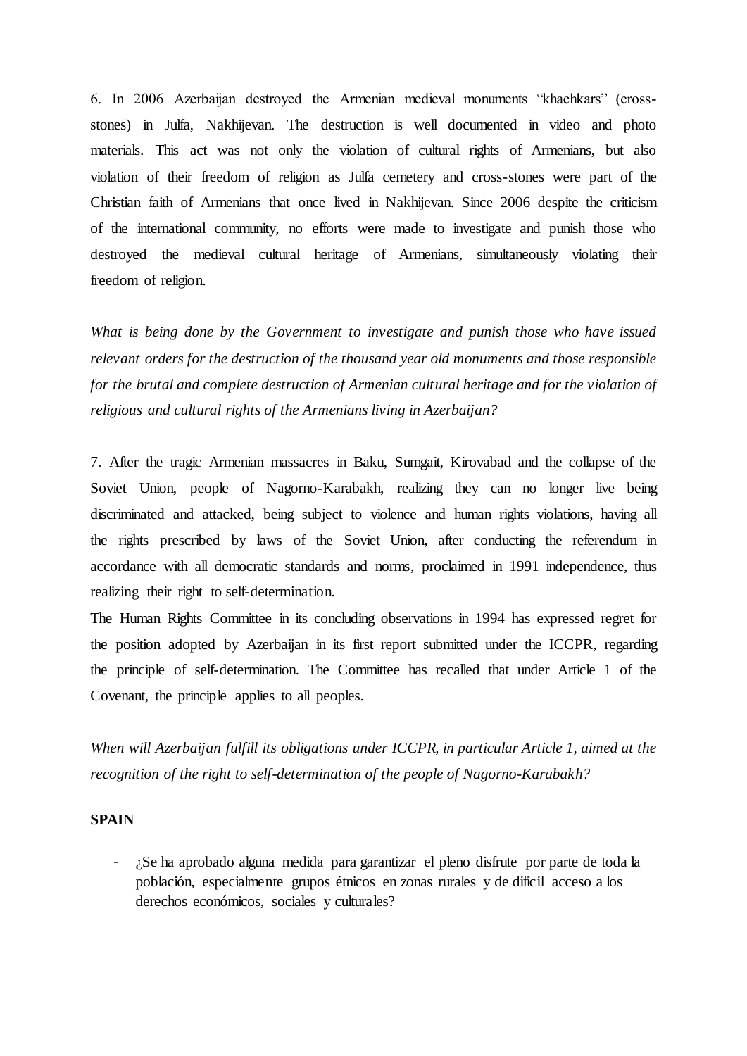6. In 2006 Azerbaijan destroyed the Armenian medieval monuments "khachkars" (cross-stones) in Julfa, Nakhijevan. The destruction is well documented in video and photo materials. This act was not only the violation of cultural rights of Armenians, but also violation of their freedom of religion as Julfa cemetery and cross-stones were part of the Christian faith of Armenians that once lived in Nakhijevan. Since 2006 despite the criticism of the international community, no efforts were made to investigate and punish those who destroyed the medieval cultural heritage of Armenians, simultaneously violating their freedom of religion.

*What is being done by the Government to investigate and punish those who have issued relevant orders for the destruction of the thousand year old monuments and those responsible for the brutal and complete destruction of Armenian cultural heritage and for the violation of religious and cultural rights of the Armenians living in Azerbaijan?*

7. After the tragic Armenian massacres in Baku, Sumgait, Kirovabad and the collapse of the Soviet Union, people of Nagorno-Karabakh, realizing they can no longer live being discriminated and attacked, being subject to violence and human rights violations, having all the rights prescribed by laws of the Soviet Union, after conducting the referendum in accordance with all democratic standards and norms, proclaimed in 1991 independence, thus realizing their right to self-determination.

The Human Rights Committee in its concluding observations in 1994 has expressed regret for the position adopted by Azerbaijan in its first report submitted under the ICCPR, regarding the principle of self-determination. The Committee has recalled that under Article 1 of the Covenant, the principle applies to all peoples.

*When will Azerbaijan fulfill its obligations under ICCPR, in particular Article 1, aimed at the recognition of the right to self-determination of the people of Nagorno-Karabakh?*

**SPAIN**

- ¿Se ha aprobado alguna medida para garantizar el pleno disfrute por parte de toda la población, especialmente grupos étnicos en zonas rurales y de difícil acceso a los derechos económicos, sociales y culturales?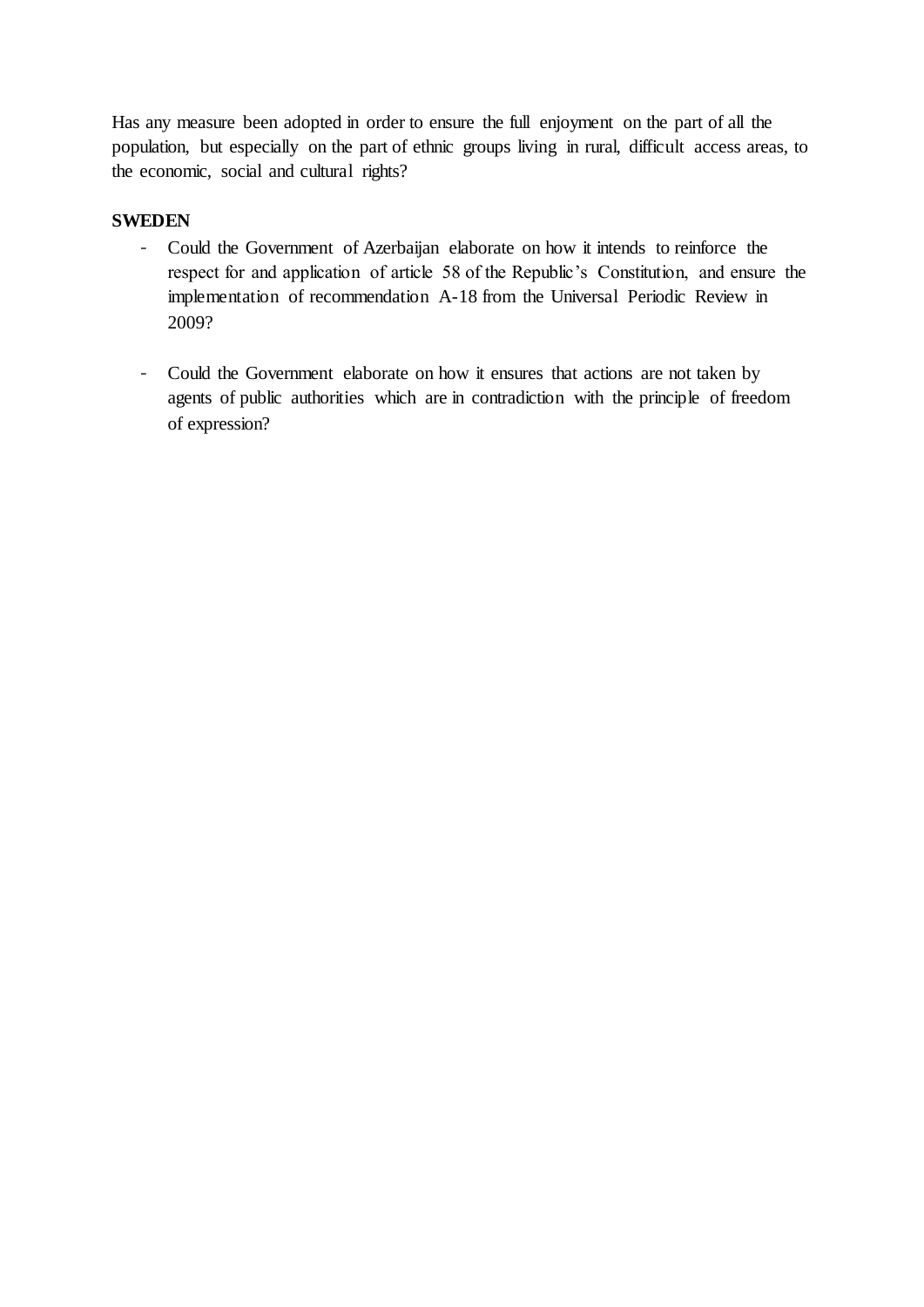Has any measure been adopted in order to ensure the full enjoyment on the part of all the population, but especially on the part of ethnic groups living in rural, difficult access areas, to the economic, social and cultural rights?

**SWEDEN**

- Could the Government of Azerbaijan elaborate on how it intends to reinforce the respect for and application of article 58 of the Republic's Constitution, and ensure the implementation of recommendation A-18 from the Universal Periodic Review in 2009?

- Could the Government elaborate on how it ensures that actions are not taken by agents of public authorities which are in contradiction with the principle of freedom of expression?